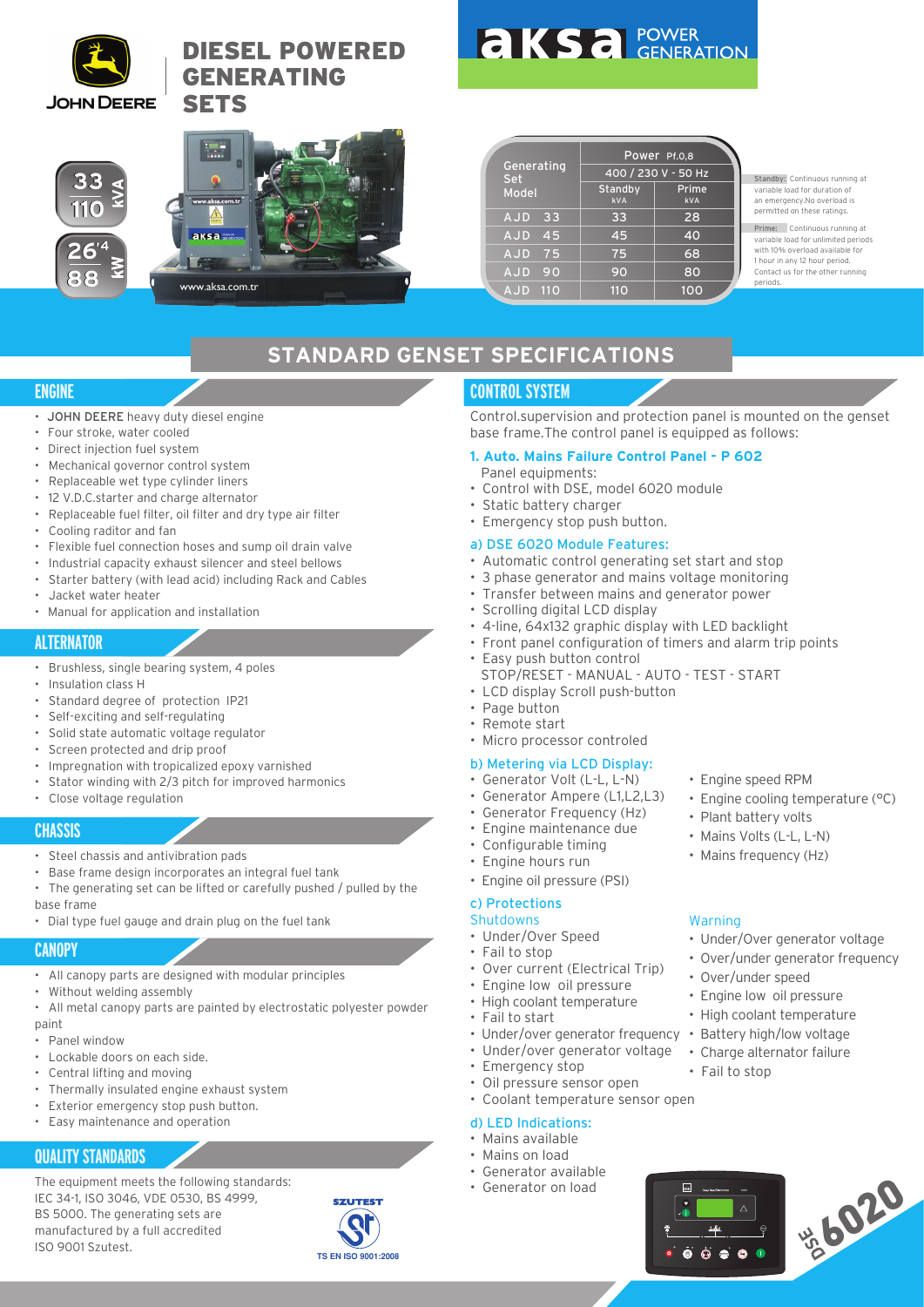# DIESEL POWERED GENERATING SETS

JOHN DEERE

aksa POWER GENERATION

33 / 110 kVA

26'4 / 88 kW

www.aksa.com.tr

| Generating Set Model | Power Pf.0,8 | |
|---|---|---|
| | 400 / 230 V - 50 Hz | |
| | Standby kVA | Prime kVA |
| AJD 33 | 33 | 28 |
| AJD 45 | 45 | 40 |
| AJD 75 | 75 | 68 |
| AJD 90 | 90 | 80 |
| AJD 110 | 110 | 100 |

Standby: Continuous running at variable load for duration of an emergency.No overload is permitted on these ratings.

Prime: Continuous running at variable load for unlimited periods with 10% overload available for 1 hour in any 12 hour period. Contact us for the other running periods.

## STANDARD GENSET SPECIFICATIONS

### ENGINE

- JOHN DEERE heavy duty diesel engine
- Four stroke, water cooled
- Direct injection fuel system
- Mechanical governor control system
- Replaceable wet type cylinder liners
- 12 V.D.C.starter and charge alternator
- Replaceable fuel filter, oil filter and dry type air filter
- Cooling raditor and fan
- Flexible fuel connection hoses and sump oil drain valve
- Industrial capacity exhaust silencer and steel bellows
- Starter battery (with lead acid) including Rack and Cables
- Jacket water heater
- Manual for application and installation

### ALTERNATOR

- Brushless, single bearing system, 4 poles
- Insulation class H
- Standard degree of protection IP21
- Self-exciting and self-regulating
- Solid state automatic voltage regulator
- Screen protected and drip proof
- Impregnation with tropicalized epoxy varnished
- Stator winding with 2/3 pitch for improved harmonics
- Close voltage regulation

### CHASSIS

- Steel chassis and antivibration pads
- Base frame design incorporates an integral fuel tank
- The generating set can be lifted or carefully pushed / pulled by the base frame
- Dial type fuel gauge and drain plug on the fuel tank

### CANOPY

- All canopy parts are designed with modular principles
- Without welding assembly
- All metal canopy parts are painted by electrostatic polyester powder paint
- Panel window
- Lockable doors on each side.
- Central lifting and moving
- Thermally insulated engine exhaust system
- Exterior emergency stop push button.
- Easy maintenance and operation

### QUALITY STANDARDS

The equipment meets the following standards: IEC 34-1, ISO 3046, VDE 0530, BS 4999, BS 5000. The generating sets are manufactured by a full accredited ISO 9001 Szutest.

SZUTEST TS EN ISO 9001:2008

### CONTROL SYSTEM

Control.supervision and protection panel is mounted on the genset base frame.The control panel is equipped as follows:

**1. Auto. Mains Failure Control Panel - P 602**

Panel equipments:

- Control with DSE, model 6020 module
- Static battery charger
- Emergency stop push button.

**a) DSE 6020 Module Features:**

- Automatic control generating set start and stop
- 3 phase generator and mains voltage monitoring
- Transfer between mains and generator power
- Scrolling digital LCD display
- 4-line, 64x132 graphic display with LED backlight
- Front panel configuration of timers and alarm trip points
- Easy push button control
  STOP/RESET - MANUAL - AUTO - TEST - START
- LCD display Scroll push-button
- Page button
- Remote start
- Micro processor controled

**b) Metering via LCD Display:**

- Generator Volt (L-L, L-N)
- Generator Ampere (L1,L2,L3)
- Generator Frequency (Hz)
- Engine maintenance due
- Configurable timing
- Engine hours run
- Engine oil pressure (PSI)
- Engine speed RPM
- Engine cooling temperature (°C)
- Plant battery volts
- Mains Volts (L-L, L-N)
- Mains frequency (Hz)

**c) Protections**

Shutdowns

- Under/Over Speed
- Fail to stop
- Over current (Electrical Trip)
- Engine low oil pressure
- High coolant temperature
- Fail to start
- Under/over generator frequency
- Under/over generator voltage
- Emergency stop
- Oil pressure sensor open
- Coolant temperature sensor open

Warning

- Under/Over generator voltage
- Over/under generator frequency
- Over/under speed
- Engine low oil pressure
- High coolant temperature
- Battery high/low voltage
- Charge alternator failure
- Fail to stop

**d) LED Indications:**

- Mains available
- Mains on load
- Generator available
- Generator on load

DSE 6020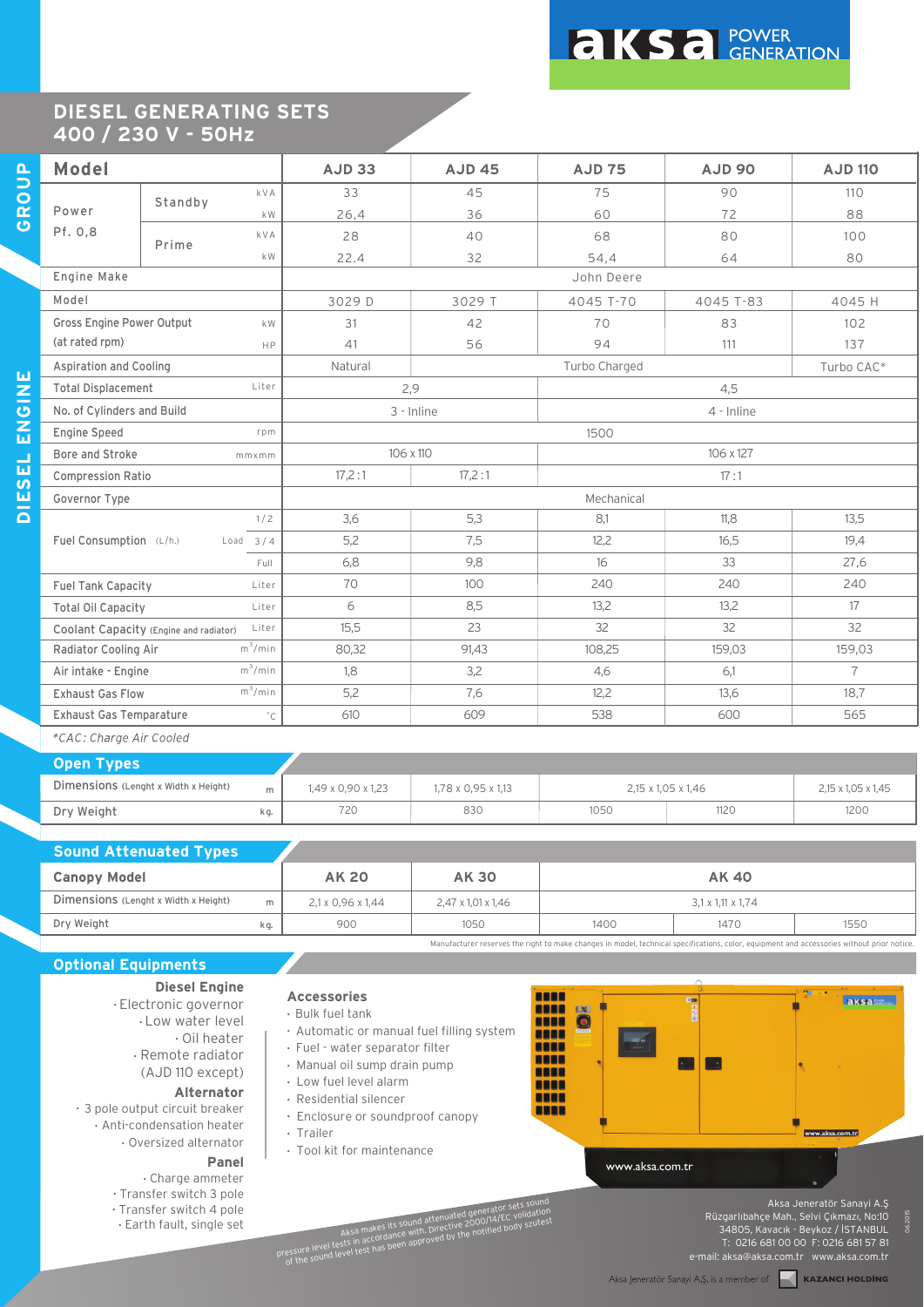aksa POWER GENERATION

# DIESEL GENERATING SETS
## 400 / 230 V - 50Hz

GROUP

DIESEL ENGINE

| Model | | | AJD 33 | AJD 45 | AJD 75 | AJD 90 | AJD 110 |
|---|---|---|---|---|---|---|---|
| Power Pf. 0,8 | Standby | kVA | 33 | 45 | 75 | 90 | 110 |
| | | kW | 26,4 | 36 | 60 | 72 | 88 |
| | Prime | kVA | 28 | 40 | 68 | 80 | 100 |
| | | kW | 22.4 | 32 | 54,4 | 64 | 80 |
| Engine Make | | | John Deere | | | | |
| Model | | | 3029 D | 3029 T | 4045 T-70 | 4045 T-83 | 4045 H |
| Gross Engine Power Output (at rated rpm) | | kW | 31 | 42 | 70 | 83 | 102 |
| | | HP | 41 | 56 | 94 | 111 | 137 |
| Aspiration and Cooling | | | Natural | Turbo Charged | | | Turbo CAC* |
| Total Displacement | | Liter | 2,9 | | 4,5 | | |
| No. of Cylinders and Build | | | 3 - Inline | | 4 - Inline | | |
| Engine Speed | | rpm | 1500 | | | | |
| Bore and Stroke | | mmxmm | 106 x 110 | | 106 x 127 | | |
| Compression Ratio | | | 17,2 : 1 | 17,2 : 1 | 17 : 1 | | |
| Governor Type | | | Mechanical | | | | |
| Fuel Consumption (L/h.) | Load | 1/2 | 3,6 | 5,3 | 8,1 | 11,8 | 13,5 |
| | | 3/4 | 5,2 | 7,5 | 12,2 | 16,5 | 19,4 |
| | | Full | 6,8 | 9,8 | 16 | 33 | 27,6 |
| Fuel Tank Capacity | | Liter | 70 | 100 | 240 | 240 | 240 |
| Total Oil Capacity | | Liter | 6 | 8,5 | 13,2 | 13,2 | 17 |
| Coolant Capacity (Engine and radiator) | | Liter | 15,5 | 23 | 32 | 32 | 32 |
| Radiator Cooling Air | | $m^3/min$ | 80,32 | 91,43 | 108,25 | 159,03 | 159,03 |
| Air intake - Engine | | $m^3/min$ | 1,8 | 3,2 | 4,6 | 6,1 | 7 |
| Exhaust Gas Flow | | $m^3/min$ | 5,2 | 7,6 | 12,2 | 13,6 | 18,7 |
| Exhaust Gas Temparature | | °C | 610 | 609 | 538 | 600 | 565 |

*CAC: Charge Air Cooled*

## Open Types

| | | AJD 33 | AJD 45 | AJD 75 | AJD 90 | AJD 110 |
|---|---|---|---|---|---|---|
| Dimensions (Lenght x Width x Height) | m | 1,49 x 0,90 x 1,23 | 1,78 x 0,95 x 1,13 | 2,15 x 1,05 x 1,46 | | 2,15 x 1,05 x 1,45 |
| Dry Weight | kg. | 720 | 830 | 1050 | 1120 | 1200 |

## Sound Attenuated Types

| Canopy Model | | AK 20 | AK 30 | AK 40 | | |
|---|---|---|---|---|---|---|
| Dimensions (Lenght x Width x Height) | m | 2,1 x 0,96 x 1,44 | 2,47 x 1,01 x 1,46 | 3,1 x 1,11 x 1,74 | | |
| Dry Weight | kg. | 900 | 1050 | 1400 | 1470 | 1550 |

Manufacturer reserves the right to make changes in model, technical specifications, color, equipment and accessories without prior notice.

## Optional Equipments

### Diesel Engine
- Electronic governor
- Low water level
- Oil heater
- Remote radiator (AJD 110 except)

### Alternator
- 3 pole output circuit breaker
- Anti-condensation heater
- Oversized alternator

### Panel
- Charge ammeter
- Transfer switch 3 pole
- Transfer switch 4 pole
- Earth fault, single set

### Accessories
- Bulk fuel tank
- Automatic or manual fuel filling system
- Fuel - water separator filter
- Manual oil sump drain pump
- Low fuel level alarm
- Residential silencer
- Enclosure or soundproof canopy
- Trailer
- Tool kit for maintenance

www.aksa.com.tr

Aksa makes its sound attenuated generator sets sound pressure level tests in accordance with. Directive 2000/14/EC validation of the sound level test has been approved by the notified body szutest

Aksa Jeneratör Sanayi A.Ş.
Rüzgarlıbahçe Mah., Selvi Çıkmazı, No:10
34805, Kavacık - Beykoz / İSTANBUL
T: 0216 681 00 00 F: 0216 681 57 81
e-mail: aksa@aksa.com.tr www.aksa.com.tr

Aksa Jeneratör Sanayi A.Ş. is a member of KAZANCI HOLDING

06.2015